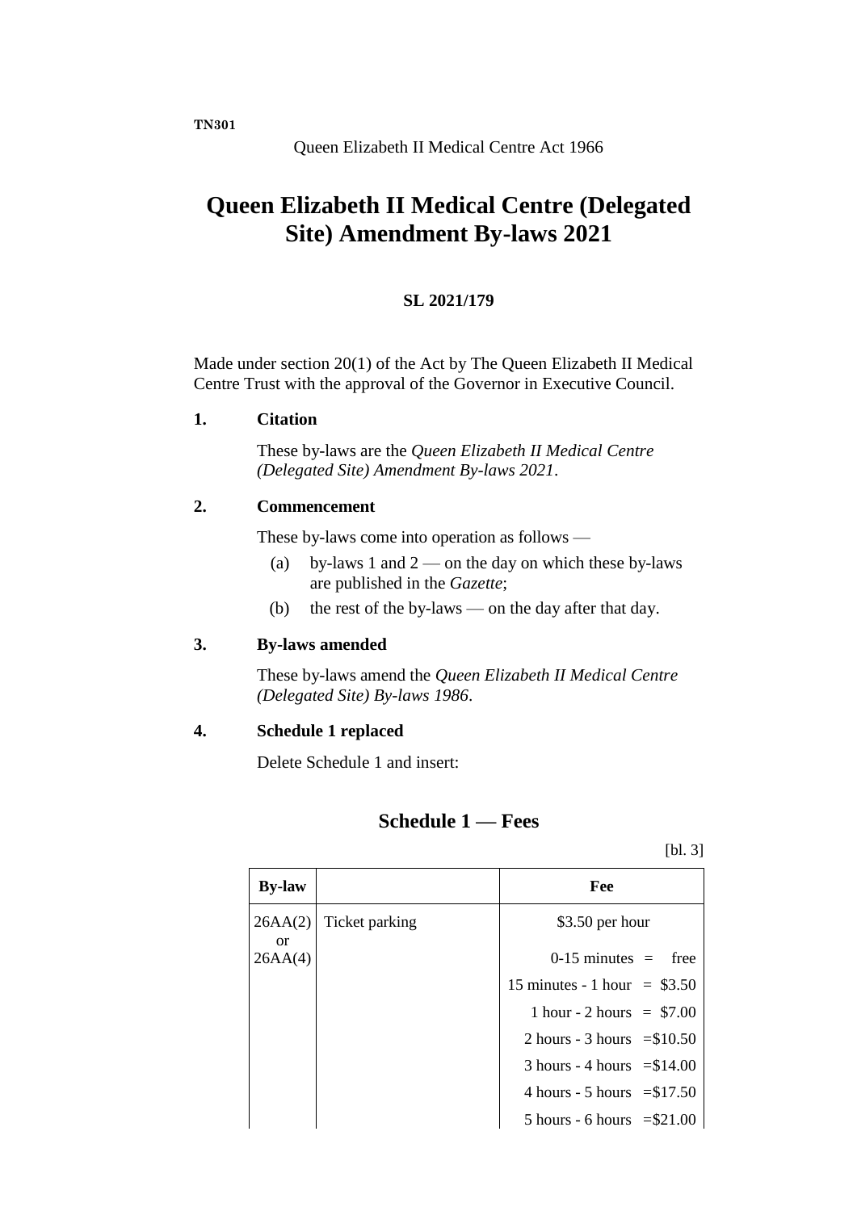TN301

Queen Elizabeth II Medical Centre Act 1966

# Queen Elizabeth II Medical Centre (Delegated Site) Amendment By-laws 2021

**SL 2021/179**

Made under section 20(1) of the Act by The Queen Elizabeth II Medical Centre Trust with the approval of the Governor in Executive Council.

### 1. Citation

These by-laws are the *Queen Elizabeth II Medical Centre (Delegated Site) Amendment By-laws 2021*.

### 2. Commencement

These by-laws come into operation as follows —

(a) by-laws 1 and 2 — on the day on which these by-laws are published in the *Gazette*;

(b) the rest of the by-laws — on the day after that day.

### 3. By-laws amended

These by-laws amend the *Queen Elizabeth II Medical Centre (Delegated Site) By-laws 1986*.

### 4. Schedule 1 replaced

Delete Schedule 1 and insert:

## Schedule 1 — Fees

[bl. 3]

| By-law | | Fee |
|---|---|---|
| 26AA(2) or 26AA(4) | Ticket parking | $3.50 per hour |
| | | 0-15 minutes = free |
| | | 15 minutes - 1 hour = $3.50 |
| | | 1 hour - 2 hours = $7.00 |
| | | 2 hours - 3 hours =$10.50 |
| | | 3 hours - 4 hours =$14.00 |
| | | 4 hours - 5 hours =$17.50 |
| | | 5 hours - 6 hours =$21.00 |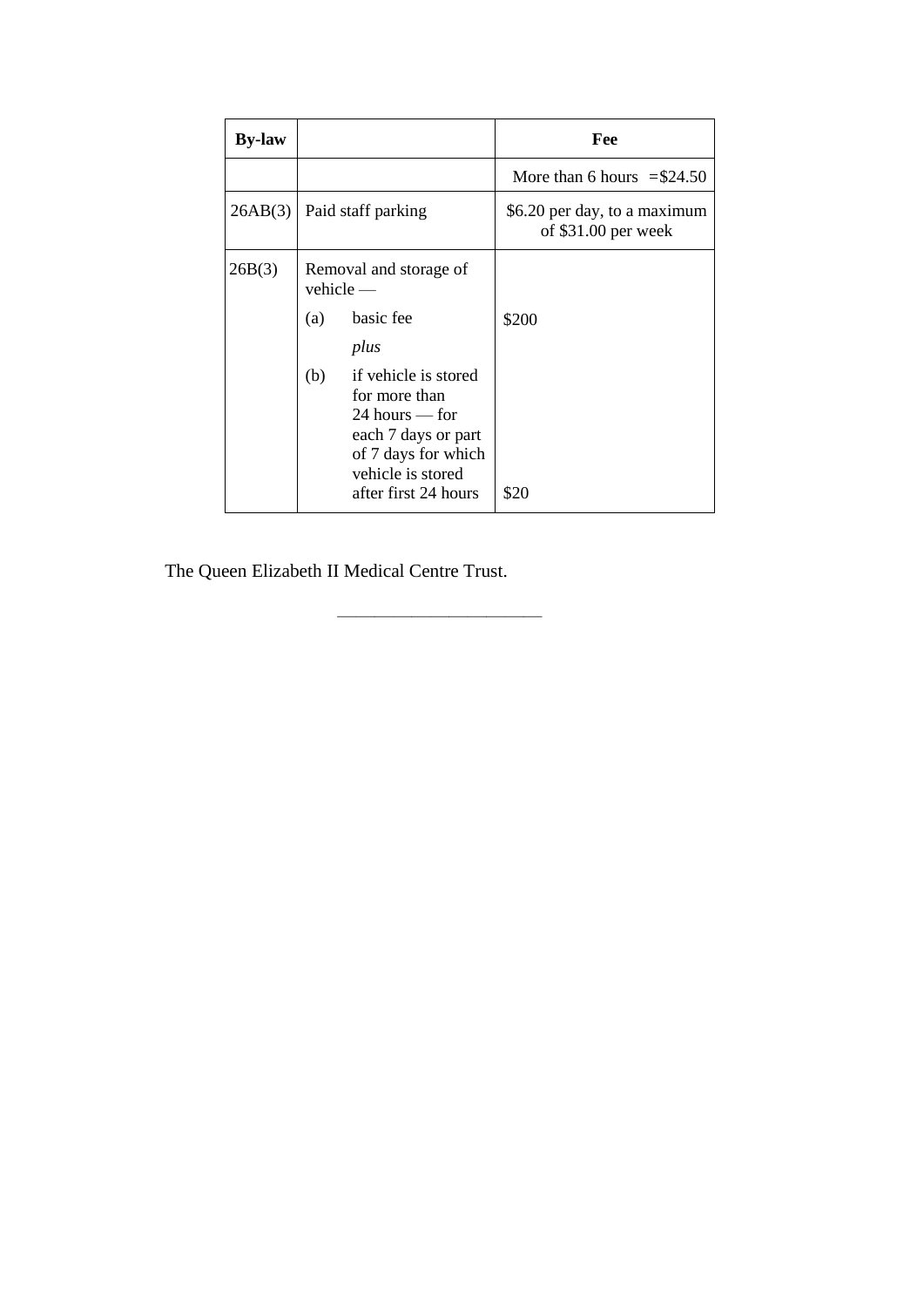| By-law | | Fee |
|---|---|---|
| | | More than 6 hours =$24.50 |
| 26AB(3) | Paid staff parking | $6.20 per day, to a maximum of $31.00 per week |
| 26B(3) | Removal and storage of vehicle — | |
| | (a) basic fee | $200 |
| | *plus* | |
| | (b) if vehicle is stored for more than 24 hours — for each 7 days or part of 7 days for which vehicle is stored after first 24 hours | $20 |

The Queen Elizabeth II Medical Centre Trust.

———————————